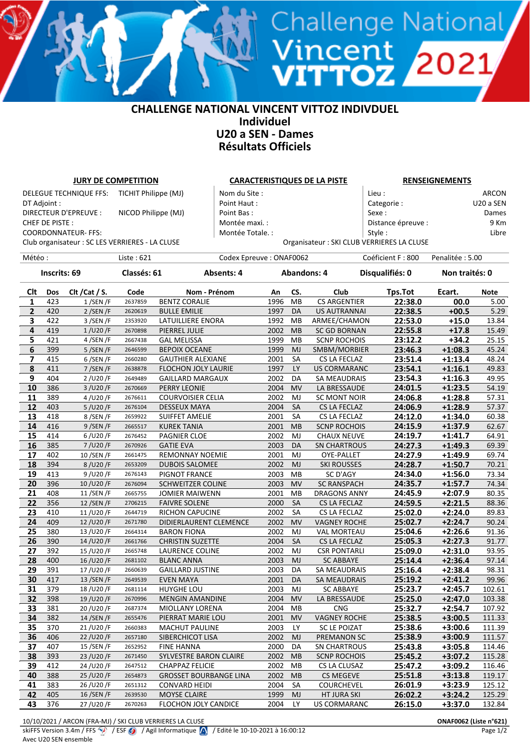# CHALLENGE NATIONAL VINCENT VITTOZ INDIVDUEL
## Individuel
## U20 a SEN - Dames
## Résultats Officiels

| JURY DE COMPETITION | | CARACTERISTIQUES DE LA PISTE | RENSEIGNEMENTS | |
|---|---|---|---|---|
| DELEGUE TECHNIQUE FFS: | TICHIT Philippe (MJ) | Nom du Site : | Lieu : | ARCON |
| DT Adjoint : | | Point Haut : | Categorie : | U20 a SEN |
| DIRECTEUR D'EPREUVE : | NICOD Philippe (MJ) | Point Bas : | Sexe : | Dames |
| CHEF DE PISTE : | | Montée maxi. : | Distance épreuve : | 9 Km |
| COORDONNATEUR- FFS: | | Montée Totale. : | Style : | Libre |

Club organisateur : SC LES VERRIERES - LA CLUSE    Organisateur : SKI CLUB VERRIERES LA CLUSE

Météo :    Liste : 621    Codex Epreuve : ONAF0062    Coéficient F : 800    Penalitée : 5.00

**Inscrits: 69    Classés: 61    Absents: 4    Abandons: 4    Disqualifiés: 0    Non traités: 0**

| Clt | Dos | Clt /Cat / S. | Code | Nom - Prénom | An | CS. | Club | Tps.Tot | Ecart. | Note |
|---|---|---|---|---|---|---|---|---|---|---|
| 1 | 423 | 1 /SEN /F | 2637859 | BENTZ CORALIE | 1996 | MB | CS ARGENTIER | 22:38.0 | 00.0 | 5.00 |
| 2 | 420 | 2 /SEN /F | 2620619 | BULLE EMILIE | 1997 | DA | US AUTRANNAI | 22:38.5 | +00.5 | 5.29 |
| 3 | 422 | 3 /SEN /F | 2353920 | LATUILLIERE ENORA | 1992 | MB | ARMEE/CHAMON | 22:53.0 | +15.0 | 13.84 |
| 4 | 419 | 1 /U20 /F | 2670898 | PIERREL JULIE | 2002 | MB | SC GD BORNAN | 22:55.8 | +17.8 | 15.49 |
| 5 | 421 | 4 /SEN /F | 2667438 | GAL MELISSA | 1999 | MB | SCNP ROCHOIS | 23:12.2 | +34.2 | 25.15 |
| 6 | 399 | 5 /SEN /F | 2646599 | BEPOIX OCEANE | 1999 | MJ | SMBM/MORBIER | 23:46.3 | +1:08.3 | 45.24 |
| 7 | 415 | 6 /SEN /F | 2660280 | GAUTHIER ALEXIANE | 2001 | SA | CS LA FECLAZ | 23:51.4 | +1:13.4 | 48.24 |
| 8 | 411 | 7 /SEN /F | 2638878 | FLOCHON JOLY LAURIE | 1997 | LY | US CORMARANC | 23:54.1 | +1:16.1 | 49.83 |
| 9 | 404 | 2 /U20 /F | 2649489 | GAILLARD MARGAUX | 2002 | DA | SA MEAUDRAIS | 23:54.3 | +1:16.3 | 49.95 |
| 10 | 386 | 3 /U20 /F | 2670669 | PERRY LEONIE | 2004 | MV | LA BRESSAUDE | 24:01.5 | +1:23.5 | 54.19 |
| 11 | 389 | 4 /U20 /F | 2676611 | COURVOISIER CELIA | 2002 | MJ | SC MONT NOIR | 24:06.8 | +1:28.8 | 57.31 |
| 12 | 403 | 5 /U20 /F | 2676104 | DESSEUX MAYA | 2004 | SA | CS LA FECLAZ | 24:06.9 | +1:28.9 | 57.37 |
| 13 | 418 | 8 /SEN /F | 2659922 | SUIFFET AMELIE | 2001 | SA | CS LA FECLAZ | 24:12.0 | +1:34.0 | 60.38 |
| 14 | 416 | 9 /SEN /F | 2665517 | KUREK TANIA | 2001 | MB | SCNP ROCHOIS | 24:15.9 | +1:37.9 | 62.67 |
| 15 | 414 | 6 /U20 /F | 2676452 | PAGNIER CLOE | 2002 | MJ | CHAUX NEUVE | 24:19.7 | +1:41.7 | 64.91 |
| 16 | 385 | 7 /U20 /F | 2670926 | GATIE EVA | 2003 | DA | SN CHARTROUS | 24:27.3 | +1:49.3 | 69.39 |
| 17 | 402 | 10 /SEN /F | 2661475 | REMONNAY NOEMIE | 2001 | MJ | OYE-PALLET | 24:27.9 | +1:49.9 | 69.74 |
| 18 | 394 | 8 /U20 /F | 2653209 | DUBOIS SALOMEE | 2002 | MJ | SKI ROUSSES | 24:28.7 | +1:50.7 | 70.21 |
| 19 | 413 | 9 /U20 /F | 2676143 | PIGNOT FRANCE | 2003 | MB | SC D'AGY | 24:34.0 | +1:56.0 | 73.34 |
| 20 | 396 | 10 /U20 /F | 2676094 | SCHWEITZER COLINE | 2003 | MV | SC RANSPACH | 24:35.7 | +1:57.7 | 74.34 |
| 21 | 408 | 11 /SEN /F | 2665755 | JOMIER MAIWENN | 2001 | MB | DRAGONS ANNY | 24:45.9 | +2:07.9 | 80.35 |
| 22 | 356 | 12 /SEN /F | 2706215 | FAIVRE SOLENE | 2000 | SA | CS LA FECLAZ | 24:59.5 | +2:21.5 | 88.36 |
| 23 | 410 | 11 /U20 /F | 2644719 | RICHON CAPUCINE | 2002 | SA | CS LA FECLAZ | 25:02.0 | +2:24.0 | 89.83 |
| 24 | 409 | 12 /U20 /F | 2671780 | DIDIERLAURENT CLEMENCE | 2002 | MV | VAGNEY ROCHE | 25:02.7 | +2:24.7 | 90.24 |
| 25 | 380 | 13 /U20 /F | 2664314 | BARON FIONA | 2002 | MJ | VAL MORTEAU | 25:04.6 | +2:26.6 | 91.36 |
| 26 | 390 | 14 /U20 /F | 2661766 | CHRISTIN SUZETTE | 2004 | SA | CS LA FECLAZ | 25:05.3 | +2:27.3 | 91.77 |
| 27 | 392 | 15 /U20 /F | 2665748 | LAURENCE COLINE | 2002 | MJ | CSR PONTARLI | 25:09.0 | +2:31.0 | 93.95 |
| 28 | 400 | 16 /U20 /F | 2681102 | BLANC ANNA | 2003 | MJ | SC ABBAYE | 25:14.4 | +2:36.4 | 97.14 |
| 29 | 391 | 17 /U20 /F | 2660639 | GAILLARD JUSTINE | 2003 | DA | SA MEAUDRAIS | 25:16.4 | +2:38.4 | 98.31 |
| 30 | 417 | 13 /SEN /F | 2649539 | EVEN MAYA | 2001 | DA | SA MEAUDRAIS | 25:19.2 | +2:41.2 | 99.96 |
| 31 | 379 | 18 /U20 /F | 2681114 | HUYGHE LOU | 2003 | MJ | SC ABBAYE | 25:23.7 | +2:45.7 | 102.61 |
| 32 | 398 | 19 /U20 /F | 2670996 | MENGIN AMANDINE | 2004 | MV | LA BRESSAUDE | 25:25.0 | +2:47.0 | 103.38 |
| 33 | 381 | 20 /U20 /F | 2687374 | MIOLLANY LORENA | 2004 | MB | CNG | 25:32.7 | +2:54.7 | 107.92 |
| 34 | 382 | 14 /SEN /F | 2655476 | PIERRAT MARIE LOU | 2001 | MV | VAGNEY ROCHE | 25:38.5 | +3:00.5 | 111.33 |
| 35 | 370 | 21 /U20 /F | 2660383 | MACHUT PAULINE | 2003 | LY | SC LE POIZAT | 25:38.6 | +3:00.6 | 111.39 |
| 36 | 406 | 22 /U20 /F | 2657180 | SIBERCHICOT LISA | 2002 | MJ | PREMANON SC | 25:38.9 | +3:00.9 | 111.57 |
| 37 | 407 | 15 /SEN /F | 2652952 | FINE HANNA | 2000 | DA | SN CHARTROUS | 25:43.8 | +3:05.8 | 114.46 |
| 38 | 393 | 23 /U20 /F | 2671450 | SYLVESTRE BARON CLAIRE | 2002 | MB | SCNP ROCHOIS | 25:45.2 | +3:07.2 | 115.28 |
| 39 | 412 | 24 /U20 /F | 2647512 | CHAPPAZ FELICIE | 2002 | MB | CS LA CLUSAZ | 25:47.2 | +3:09.2 | 116.46 |
| 40 | 388 | 25 /U20 /F | 2654873 | GROSSET BOURBANGE LINA | 2002 | MB | CS MEGEVE | 25:51.8 | +3:13.8 | 119.17 |
| 41 | 383 | 26 /U20 /F | 2651312 | CONVARD HEIDI | 2004 | SA | COURCHEVEL | 26:01.9 | +3:23.9 | 125.12 |
| 42 | 405 | 16 /SEN /F | 2639530 | MOYSE CLAIRE | 1999 | MJ | HT JURA SKI | 26:02.2 | +3:24.2 | 125.29 |
| 43 | 376 | 27 /U20 /F | 2670263 | FLOCHON JOLY CANDICE | 2004 | LY | US CORMARANC | 26:15.0 | +3:37.0 | 132.84 |

10/10/2021 / ARCON (FRA-MJ) / SKI CLUB VERRIERES LA CLUSE    ONAF0062 (Liste n°621)

skiFFS Version 3.4m / FFS / ESF / Agil Informatique / Edité le 10-10-2021 à 16:00:12

Avec U20 SEN ensemble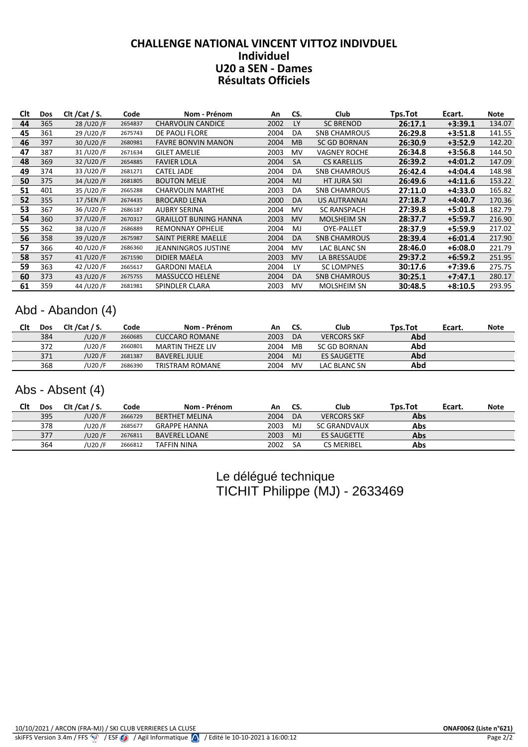# CHALLENGE NATIONAL VINCENT VITTOZ INDIVDUEL
## Individuel
## U20 a SEN - Dames
## Résultats Officiels

| Clt | Dos | Clt /Cat / S. | Code | Nom - Prénom | An | CS. | Club | Tps.Tot | Ecart. | Note |
|---|---|---|---|---|---|---|---|---|---|---|
| 44 | 365 | 28 /U20 /F | 2654837 | CHARVOLIN CANDICE | 2002 | LY | SC BRENOD | 26:17.1 | +3:39.1 | 134.07 |
| 45 | 361 | 29 /U20 /F | 2675743 | DE PAOLI FLORE | 2004 | DA | SNB CHAMROUS | 26:29.8 | +3:51.8 | 141.55 |
| 46 | 397 | 30 /U20 /F | 2680981 | FAVRE BONVIN MANON | 2004 | MB | SC GD BORNAN | 26:30.9 | +3:52.9 | 142.20 |
| 47 | 387 | 31 /U20 /F | 2671634 | GILET AMELIE | 2003 | MV | VAGNEY ROCHE | 26:34.8 | +3:56.8 | 144.50 |
| 48 | 369 | 32 /U20 /F | 2654885 | FAVIER LOLA | 2004 | SA | CS KARELLIS | 26:39.2 | +4:01.2 | 147.09 |
| 49 | 374 | 33 /U20 /F | 2681271 | CATEL JADE | 2004 | DA | SNB CHAMROUS | 26:42.4 | +4:04.4 | 148.98 |
| 50 | 375 | 34 /U20 /F | 2681805 | BOUTON MELIE | 2004 | MJ | HT JURA SKI | 26:49.6 | +4:11.6 | 153.22 |
| 51 | 401 | 35 /U20 /F | 2665288 | CHARVOLIN MARTHE | 2003 | DA | SNB CHAMROUS | 27:11.0 | +4:33.0 | 165.82 |
| 52 | 355 | 17 /SEN /F | 2674435 | BROCARD LENA | 2000 | DA | US AUTRANNAI | 27:18.7 | +4:40.7 | 170.36 |
| 53 | 367 | 36 /U20 /F | 2686187 | AUBRY SERINA | 2004 | MV | SC RANSPACH | 27:39.8 | +5:01.8 | 182.79 |
| 54 | 360 | 37 /U20 /F | 2670317 | GRAILLOT BUNING HANNA | 2003 | MV | MOLSHEIM SN | 28:37.7 | +5:59.7 | 216.90 |
| 55 | 362 | 38 /U20 /F | 2686889 | REMONNAY OPHELIE | 2004 | MJ | OYE-PALLET | 28:37.9 | +5:59.9 | 217.02 |
| 56 | 358 | 39 /U20 /F | 2675987 | SAINT PIERRE MAELLE | 2004 | DA | SNB CHAMROUS | 28:39.4 | +6:01.4 | 217.90 |
| 57 | 366 | 40 /U20 /F | 2686360 | JEANNINGROS JUSTINE | 2004 | MV | LAC BLANC SN | 28:46.0 | +6:08.0 | 221.79 |
| 58 | 357 | 41 /U20 /F | 2671590 | DIDIER MAELA | 2003 | MV | LA BRESSAUDE | 29:37.2 | +6:59.2 | 251.95 |
| 59 | 363 | 42 /U20 /F | 2665617 | GARDONI MAELA | 2004 | LY | SC LOMPNES | 30:17.6 | +7:39.6 | 275.75 |
| 60 | 373 | 43 /U20 /F | 2675755 | MASSUCCO HELENE | 2004 | DA | SNB CHAMROUS | 30:25.1 | +7:47.1 | 280.17 |
| 61 | 359 | 44 /U20 /F | 2681981 | SPINDLER CLARA | 2003 | MV | MOLSHEIM SN | 30:48.5 | +8:10.5 | 293.95 |

## Abd - Abandon (4)

| Clt | Dos | Clt /Cat / S. | Code | Nom - Prénom | An | CS. | Club | Tps.Tot | Ecart. | Note |
|---|---|---|---|---|---|---|---|---|---|---|
| | 384 | /U20 /F | 2660685 | CUCCARO ROMANE | 2003 | DA | VERCORS SKF | Abd | | |
| | 372 | /U20 /F | 2660801 | MARTIN THEZE LIV | 2004 | MB | SC GD BORNAN | Abd | | |
| | 371 | /U20 /F | 2681387 | BAVEREL JULIE | 2004 | MJ | ES SAUGETTE | Abd | | |
| | 368 | /U20 /F | 2686390 | TRISTRAM ROMANE | 2004 | MV | LAC BLANC SN | Abd | | |

## Abs - Absent (4)

| Clt | Dos | Clt /Cat / S. | Code | Nom - Prénom | An | CS. | Club | Tps.Tot | Ecart. | Note |
|---|---|---|---|---|---|---|---|---|---|---|
| | 395 | /U20 /F | 2666729 | BERTHET MELINA | 2004 | DA | VERCORS SKF | Abs | | |
| | 378 | /U20 /F | 2685677 | GRAPPE HANNA | 2003 | MJ | SC GRANDVAUX | Abs | | |
| | 377 | /U20 /F | 2676811 | BAVEREL LOANE | 2003 | MJ | ES SAUGETTE | Abs | | |
| | 364 | /U20 /F | 2666812 | TAFFIN NINA | 2002 | SA | CS MERIBEL | Abs | | |

Le délégué technique
TICHIT Philippe (MJ) - 2633469

10/10/2021 / ARCON (FRA-MJ) / SKI CLUB VERRIERES LA CLUSE
ONAF0062 (Liste n°621)
skiFFS Version 3.4m / FFS / ESF / Agil Informatique / Edité le 10-10-2021 à 16:00:12